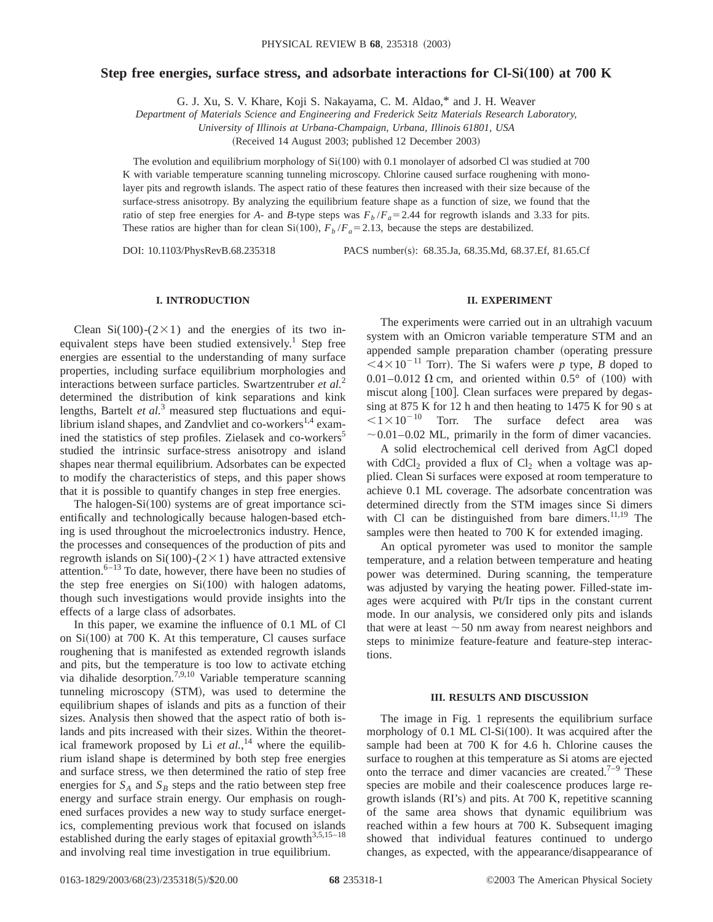# Step free energies, surface stress, and adsorbate interactions for Cl-Si(100) at 700 K

G. J. Xu, S. V. Khare, Koji S. Nakayama, C. M. Aldao,* and J. H. Weaver

*Department of Materials Science and Engineering and Frederick Seitz Materials Research Laboratory, University of Illinois at Urbana-Champaign, Urbana, Illinois 61801, USA*

(Received 14 August 2003; published 12 December 2003)

The evolution and equilibrium morphology of Si(100) with 0.1 monolayer of adsorbed Cl was studied at 700 K with variable temperature scanning tunneling microscopy. Chlorine caused surface roughening with monolayer pits and regrowth islands. The aspect ratio of these features then increased with their size because of the surface-stress anisotropy. By analyzing the equilibrium feature shape as a function of size, we found that the ratio of step free energies for *A*- and *B*-type steps was $F_b/F_a = 2.44$ for regrowth islands and 3.33 for pits. These ratios are higher than for clean Si(100), $F_b/F_a = 2.13$, because the steps are destabilized.

DOI: 10.1103/PhysRevB.68.235318 PACS number(s): 68.35.Ja, 68.35.Md, 68.37.Ef, 81.65.Cf

## I. INTRODUCTION

Clean Si(100)-(2×1) and the energies of its two inequivalent steps have been studied extensively.[1] Step free energies are essential to the understanding of many surface properties, including surface equilibrium morphologies and interactions between surface particles. Swartzentruber *et al.*[2] determined the distribution of kink separations and kink lengths, Bartelt *et al.*[3] measured step fluctuations and equilibrium island shapes, and Zandvliet and co-workers[1,4] examined the statistics of step profiles. Zielasek and co-workers[5] studied the intrinsic surface-stress anisotropy and island shapes near thermal equilibrium. Adsorbates can be expected to modify the characteristics of steps, and this paper shows that it is possible to quantify changes in step free energies.

The halogen-Si(100) systems are of great importance scientifically and technologically because halogen-based etching is used throughout the microelectronics industry. Hence, the processes and consequences of the production of pits and regrowth islands on Si(100)-(2×1) have attracted extensive attention.[6–13] To date, however, there have been no studies of the step free energies on Si(100) with halogen adatoms, though such investigations would provide insights into the effects of a large class of adsorbates.

In this paper, we examine the influence of 0.1 ML of Cl on Si(100) at 700 K. At this temperature, Cl causes surface roughening that is manifested as extended regrowth islands and pits, but the temperature is too low to activate etching via dihalide desorption.[7,9,10] Variable temperature scanning tunneling microscopy (STM), was used to determine the equilibrium shapes of islands and pits as a function of their sizes. Analysis then showed that the aspect ratio of both islands and pits increased with their sizes. Within the theoretical framework proposed by Li *et al.*,[14] where the equilibrium island shape is determined by both step free energies and surface stress, we then determined the ratio of step free energies for $S_A$ and $S_B$ steps and the ratio between step free energy and surface strain energy. Our emphasis on roughened surfaces provides a new way to study surface energetics, complementing previous work that focused on islands established during the early stages of epitaxial growth[3,5,15–18] and involving real time investigation in true equilibrium.

## II. EXPERIMENT

The experiments were carried out in an ultrahigh vacuum system with an Omicron variable temperature STM and an appended sample preparation chamber (operating pressure $<4\times10^{-11}$ Torr). The Si wafers were *p* type, *B* doped to 0.01–0.012 Ω cm, and oriented within 0.5° of (100) with miscut along [100]. Clean surfaces were prepared by degassing at 875 K for 12 h and then heating to 1475 K for 90 s at $<1\times10^{-10}$ Torr. The surface defect area was ~0.01–0.02 ML, primarily in the form of dimer vacancies.

A solid electrochemical cell derived from AgCl doped with $CdCl_2$ provided a flux of $Cl_2$ when a voltage was applied. Clean Si surfaces were exposed at room temperature to achieve 0.1 ML coverage. The adsorbate concentration was determined directly from the STM images since Si dimers with Cl can be distinguished from bare dimers.[11,19] The samples were then heated to 700 K for extended imaging.

An optical pyrometer was used to monitor the sample temperature, and a relation between temperature and heating power was determined. During scanning, the temperature was adjusted by varying the heating power. Filled-state images were acquired with Pt/Ir tips in the constant current mode. In our analysis, we considered only pits and islands that were at least ~50 nm away from nearest neighbors and steps to minimize feature-feature and feature-step interactions.

## III. RESULTS AND DISCUSSION

The image in Fig. 1 represents the equilibrium surface morphology of 0.1 ML Cl-Si(100). It was acquired after the sample had been at 700 K for 4.6 h. Chlorine causes the surface to roughen at this temperature as Si atoms are ejected onto the terrace and dimer vacancies are created.[7–9] These species are mobile and their coalescence produces large regrowth islands (RI's) and pits. At 700 K, repetitive scanning of the same area shows that dynamic equilibrium was reached within a few hours at 700 K. Subsequent imaging showed that individual features continued to undergo changes, as expected, with the appearance/disappearance of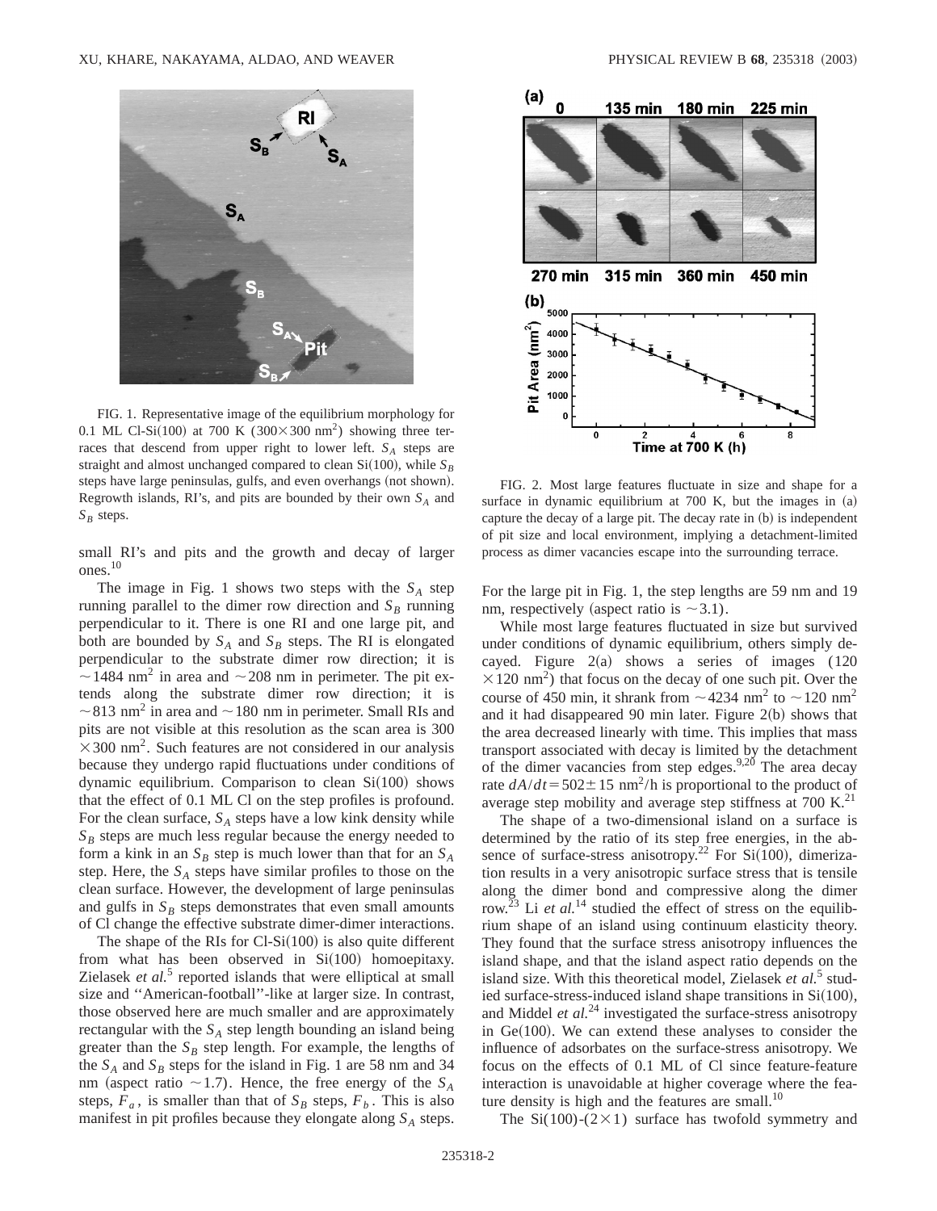FIG. 1. Representative image of the equilibrium morphology for 0.1 ML Cl-Si(100) at 700 K ($300\times300$ nm$^2$) showing three terraces that descend from upper right to lower left. $S_A$ steps are straight and almost unchanged compared to clean Si(100), while $S_B$ steps have large peninsulas, gulfs, and even overhangs (not shown). Regrowth islands, RI's, and pits are bounded by their own $S_A$ and $S_B$ steps.

small RI's and pits and the growth and decay of larger ones.[10]

The image in Fig. 1 shows two steps with the $S_A$ step running parallel to the dimer row direction and $S_B$ running perpendicular to it. There is one RI and one large pit, and both are bounded by $S_A$ and $S_B$ steps. The RI is elongated perpendicular to the substrate dimer row direction; it is $\sim$1484 nm$^2$ in area and $\sim$208 nm in perimeter. The pit extends along the substrate dimer row direction; it is $\sim$813 nm$^2$ in area and $\sim$180 nm in perimeter. Small RIs and pits are not visible at this resolution as the scan area is $300\times300$ nm$^2$. Such features are not considered in our analysis because they undergo rapid fluctuations under conditions of dynamic equilibrium. Comparison to clean Si(100) shows that the effect of 0.1 ML Cl on the step profiles is profound. For the clean surface, $S_A$ steps have a low kink density while $S_B$ steps are much less regular because the energy needed to form a kink in an $S_B$ step is much lower than that for an $S_A$ step. Here, the $S_A$ steps have similar profiles to those on the clean surface. However, the development of large peninsulas and gulfs in $S_B$ steps demonstrates that even small amounts of Cl change the effective substrate dimer-dimer interactions.

The shape of the RIs for Cl-Si(100) is also quite different from what has been observed in Si(100) homoepitaxy. Zielasek *et al.*[5] reported islands that were elliptical at small size and "American-football"-like at larger size. In contrast, those observed here are much smaller and are approximately rectangular with the $S_A$ step length bounding an island being greater than the $S_B$ step length. For example, the lengths of the $S_A$ and $S_B$ steps for the island in Fig. 1 are 58 nm and 34 nm (aspect ratio $\sim$1.7). Hence, the free energy of the $S_A$ steps, $F_a$, is smaller than that of $S_B$ steps, $F_b$. This is also manifest in pit profiles because they elongate along $S_A$ steps. For the large pit in Fig. 1, the step lengths are 59 nm and 19 nm, respectively (aspect ratio is $\sim$3.1).

(a) 0 135 min 180 min 225 min

270 min 315 min 360 min 450 min

(b)

Pit Area (nm$^2$)

Time at 700 K (h)

FIG. 2. Most large features fluctuate in size and shape for a surface in dynamic equilibrium at 700 K, but the images in (a) capture the decay of a large pit. The decay rate in (b) is independent of pit size and local environment, implying a detachment-limited process as dimer vacancies escape into the surrounding terrace.

While most large features fluctuated in size but survived under conditions of dynamic equilibrium, others simply decayed. Figure 2(a) shows a series of images ($120\times120$ nm$^2$) that focus on the decay of one such pit. Over the course of 450 min, it shrank from $\sim$4234 nm$^2$ to $\sim$120 nm$^2$ and it had disappeared 90 min later. Figure 2(b) shows that the area decreased linearly with time. This implies that mass transport associated with decay is limited by the detachment of the dimer vacancies from step edges.[9,20] The area decay rate $dA/dt = 502\pm15$ nm$^2$/h is proportional to the product of average step mobility and average step stiffness at 700 K.[21]

The shape of a two-dimensional island on a surface is determined by the ratio of its step free energies, in the absence of surface-stress anisotropy.[22] For Si(100), dimerization results in a very anisotropic surface stress that is tensile along the dimer bond and compressive along the dimer row.[23] Li *et al.*[14] studied the effect of stress on the equilibrium shape of an island using continuum elasticity theory. They found that the surface stress anisotropy influences the island shape, and that the island aspect ratio depends on the island size. With this theoretical model, Zielasek *et al.*[5] studied surface-stress-induced island shape transitions in Si(100), and Middel *et al.*[24] investigated the surface-stress anisotropy in Ge(100). We can extend these analyses to consider the influence of adsorbates on the surface-stress anisotropy. We focus on the effects of 0.1 ML of Cl since feature-feature interaction is unavoidable at higher coverage where the feature density is high and the features are small.[10]

The Si(100)-($2\times1$) surface has twofold symmetry and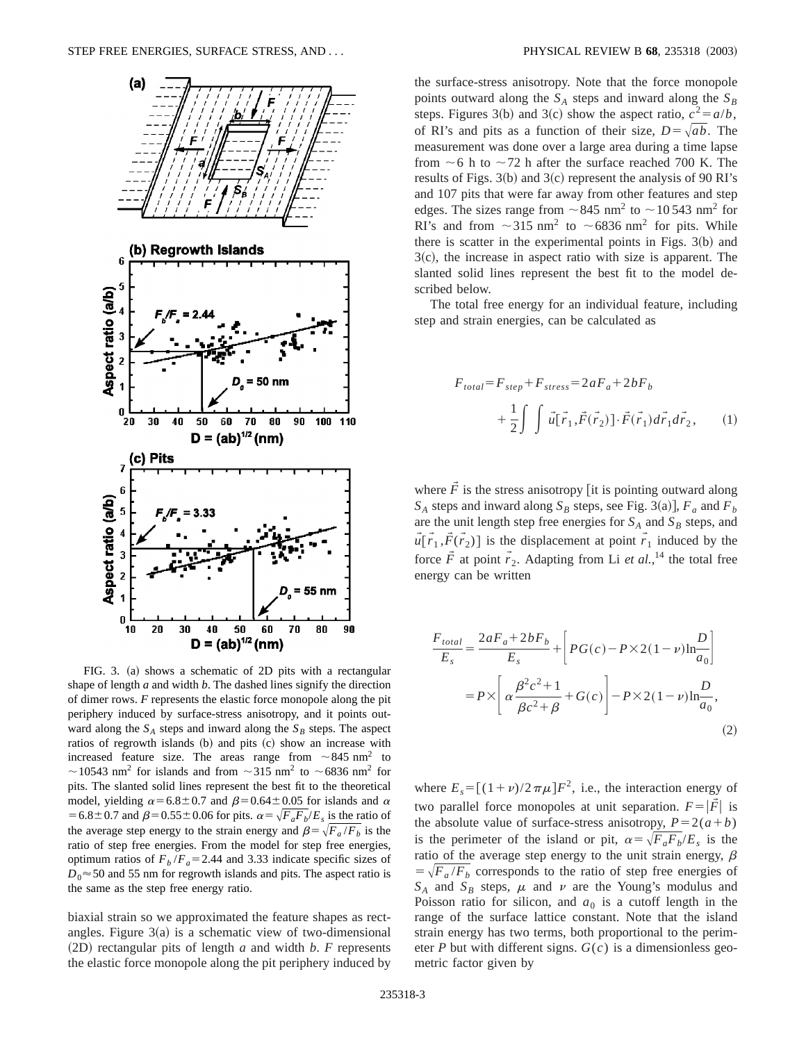(a)

F

b

F

F

a

$S_A$

$S_B$

F

(b) Regrowth Islands

$F_b/F_a$ = 2.44

$D_o$ = 50 nm

Aspect ratio (a/b)

D = (ab)$^{1/2}$ (nm)

(c) Pits

$F_b/F_a$ = 3.33

$D_o$ = 55 nm

Aspect ratio (a/b)

D = (ab)$^{1/2}$ (nm)

FIG. 3. (a) shows a schematic of 2D pits with a rectangular shape of length $a$ and width $b$. The dashed lines signify the direction of dimer rows. $F$ represents the elastic force monopole along the pit periphery induced by surface-stress anisotropy, and it points outward along the $S_A$ steps and inward along the $S_B$ steps. The aspect ratios of regrowth islands (b) and pits (c) show an increase with increased feature size. The areas range from $\sim 845\ \text{nm}^2$ to $\sim 10543\ \text{nm}^2$ for islands and from $\sim 315\ \text{nm}^2$ to $\sim 6836\ \text{nm}^2$ for pits. The slanted solid lines represent the best fit to the theoretical model, yielding $\alpha = 6.8 \pm 0.7$ and $\beta = 0.64 \pm 0.05$ for islands and $\alpha = 6.8 \pm 0.7$ and $\beta = 0.55 \pm 0.06$ for pits. $\alpha = \sqrt{F_a F_b}/E_s$ is the ratio of the average step energy to the strain energy and $\beta = \sqrt{F_a/F_b}$ is the ratio of step free energies. From the model for step free energies, optimum ratios of $F_b/F_a = 2.44$ and 3.33 indicate specific sizes of $D_0 \approx 50$ and 55 nm for regrowth islands and pits. The aspect ratio is the same as the step free energy ratio.

biaxial strain so we approximated the feature shapes as rectangles. Figure 3(a) is a schematic view of two-dimensional (2D) rectangular pits of length $a$ and width $b$. $F$ represents the elastic force monopole along the pit periphery induced by the surface-stress anisotropy. Note that the force monopole points outward along the $S_A$ steps and inward along the $S_B$ steps. Figures 3(b) and 3(c) show the aspect ratio, $c^2 = a/b$, of RI's and pits as a function of their size, $D = \sqrt{ab}$. The measurement was done over a large area during a time lapse from $\sim 6$ h to $\sim 72$ h after the surface reached 700 K. The results of Figs. 3(b) and 3(c) represent the analysis of 90 RI's and 107 pits that were far away from other features and step edges. The sizes range from $\sim 845\ \text{nm}^2$ to $\sim 10\,543\ \text{nm}^2$ for RI's and from $\sim 315\ \text{nm}^2$ to $\sim 6836\ \text{nm}^2$ for pits. While there is scatter in the experimental points in Figs. 3(b) and 3(c), the increase in aspect ratio with size is apparent. The slanted solid lines represent the best fit to the model described below.

The total free energy for an individual feature, including step and strain energies, can be calculated as

$$F_{total} = F_{step} + F_{stress} = 2aF_a + 2bF_b + \frac{1}{2}\int\int \vec{u}[\vec{r}_1, \vec{F}(\vec{r}_2)] \cdot \vec{F}(\vec{r}_1) d\vec{r}_1 d\vec{r}_2, \qquad (1)$$

where $\vec{F}$ is the stress anisotropy [it is pointing outward along $S_A$ steps and inward along $S_B$ steps, see Fig. 3(a)], $F_a$ and $F_b$ are the unit length step free energies for $S_A$ and $S_B$ steps, and $\vec{u}[\vec{r}_1, \vec{F}(\vec{r}_2)]$ is the displacement at point $\vec{r}_1$ induced by the force $\vec{F}$ at point $\vec{r}_2$. Adapting from Li *et al.*,[14] the total free energy can be written

$$\frac{F_{total}}{E_s} = \frac{2aF_a + 2bF_b}{E_s} + \left[ PG(c) - P \times 2(1-\nu)\ln\frac{D}{a_0} \right] = P \times \left[ \alpha \frac{\beta^2 c^2 + 1}{\beta c^2 + \beta} + G(c) \right] - P \times 2(1-\nu)\ln\frac{D}{a_0}, \qquad (2)$$

where $E_s = [(1+\nu)/2\pi\mu]F^2$, i.e., the interaction energy of two parallel force monopoles at unit separation. $F = |\vec{F}|$ is the absolute value of surface-stress anisotropy, $P = 2(a+b)$ is the perimeter of the island or pit, $\alpha = \sqrt{F_a F_b}/E_s$ is the ratio of the average step energy to the unit strain energy, $\beta = \sqrt{F_a/F_b}$ corresponds to the ratio of step free energies of $S_A$ and $S_B$ steps, $\mu$ and $\nu$ are the Young's modulus and Poisson ratio for silicon, and $a_0$ is a cutoff length in the range of the surface lattice constant. Note that the island strain energy has two terms, both proportional to the perimeter $P$ but with different signs. $G(c)$ is a dimensionless geometric factor given by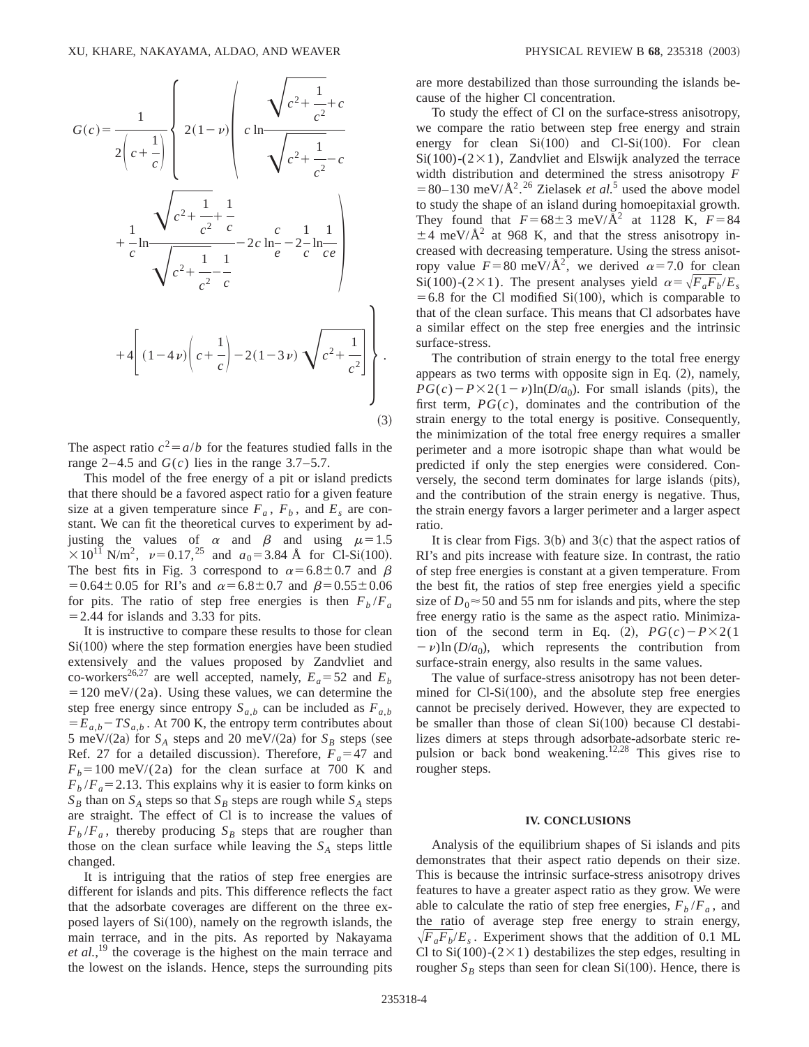$$G(c)=\frac{1}{2\left(c+\frac{1}{c}\right)}\left\{2(1-\nu)\left(c\ln\frac{\sqrt{c^2+\frac{1}{c^2}}+c}{\sqrt{c^2+\frac{1}{c^2}}-c}+\frac{1}{c}\ln\frac{\sqrt{c^2+\frac{1}{c^2}}+\frac{1}{c}}{\sqrt{c^2+\frac{1}{c^2}}-\frac{1}{c}}-2c\ln\frac{c}{e}-2\frac{1}{c}\ln\frac{1}{ce}\right)+4\left[(1-4\nu)\left(c+\frac{1}{c}\right)-2(1-3\nu)\sqrt{c^2+\frac{1}{c^2}}\right]\right\}. \tag{3}$$

The aspect ratio $c^2=a/b$ for the features studied falls in the range 2–4.5 and $G(c)$ lies in the range 3.7–5.7.

This model of the free energy of a pit or island predicts that there should be a favored aspect ratio for a given feature size at a given temperature since $F_a$, $F_b$, and $E_s$ are constant. We can fit the theoretical curves to experiment by adjusting the values of $\alpha$ and $\beta$ and using $\mu=1.5\times10^{11}$ N/m$^2$, $\nu=0.17$,[25] and $a_0=3.84$ Å for Cl-Si(100). The best fits in Fig. 3 correspond to $\alpha=6.8\pm0.7$ and $\beta=0.64\pm0.05$ for RI's and $\alpha=6.8\pm0.7$ and $\beta=0.55\pm0.06$ for pits. The ratio of step free energies is then $F_b/F_a=2.44$ for islands and 3.33 for pits.

It is instructive to compare these results to those for clean Si(100) where the step formation energies have been studied extensively and the values proposed by Zandvliet and co-workers[26,27] are well accepted, namely, $E_a=52$ and $E_b=120$ meV/(2a). Using these values, we can determine the step free energy since entropy $S_{a,b}$ can be included as $F_{a,b}=E_{a,b}-TS_{a,b}$. At 700 K, the entropy term contributes about 5 meV/(2a) for $S_A$ steps and 20 meV/(2a) for $S_B$ steps (see Ref. 27 for a detailed discussion). Therefore, $F_a=47$ and $F_b=100$ meV/(2a) for the clean surface at 700 K and $F_b/F_a=2.13$. This explains why it is easier to form kinks on $S_B$ than on $S_A$ steps so that $S_B$ steps are rough while $S_A$ steps are straight. The effect of Cl is to increase the values of $F_b/F_a$, thereby producing $S_B$ steps that are rougher than those on the clean surface while leaving the $S_A$ steps little changed.

It is intriguing that the ratios of step free energies are different for islands and pits. This difference reflects the fact that the adsorbate coverages are different on the three exposed layers of Si(100), namely on the regrowth islands, the main terrace, and in the pits. As reported by Nakayama *et al.*,[19] the coverage is the highest on the main terrace and the lowest on the islands. Hence, steps the surrounding pits are more destabilized than those surrounding the islands because of the higher Cl concentration.

To study the effect of Cl on the surface-stress anisotropy, we compare the ratio between step free energy and strain energy for clean Si(100) and Cl-Si(100). For clean Si(100)-(2×1), Zandvliet and Elswijk analyzed the terrace width distribution and determined the stress anisotropy $F=80$–$130$ meV/Å$^2$.[26] Zielasek *et al.*[5] used the above model to study the shape of an island during homoepitaxial growth. They found that $F=68\pm3$ meV/Å$^2$ at 1128 K, $F=84\pm4$ meV/Å$^2$ at 968 K, and that the stress anisotropy increased with decreasing temperature. Using the stress anisotropy value $F=80$ meV/Å$^2$, we derived $\alpha=7.0$ for clean Si(100)-(2×1). The present analyses yield $\alpha=\sqrt{F_aF_b}/E_s=6.8$ for the Cl modified Si(100), which is comparable to that of the clean surface. This means that Cl adsorbates have a similar effect on the step free energies and the intrinsic surface-stress.

The contribution of strain energy to the total free energy appears as two terms with opposite sign in Eq. (2), namely, $PG(c)-P\times2(1-\nu)\ln(D/a_0)$. For small islands (pits), the first term, $PG(c)$, dominates and the contribution of the strain energy to the total energy is positive. Consequently, the minimization of the total free energy requires a smaller perimeter and a more isotropic shape than what would be predicted if only the step energies were considered. Conversely, the second term dominates for large islands (pits), and the contribution of the strain energy is negative. Thus, the strain energy favors a larger perimeter and a larger aspect ratio.

It is clear from Figs. 3(b) and 3(c) that the aspect ratios of RI's and pits increase with feature size. In contrast, the ratio of step free energies is constant at a given temperature. From the best fit, the ratios of step free energies yield a specific size of $D_0\approx50$ and 55 nm for islands and pits, where the step free energy ratio is the same as the aspect ratio. Minimization of the second term in Eq. (2), $PG(c)-P\times2(1-\nu)\ln(D/a_0)$, which represents the contribution from surface-strain energy, also results in the same values.

The value of surface-stress anisotropy has not been determined for Cl-Si(100), and the absolute step free energies cannot be precisely derived. However, they are expected to be smaller than those of clean Si(100) because Cl destabilizes dimers at steps through adsorbate-adsorbate steric repulsion or back bond weakening.[12,28] This gives rise to rougher steps.

## IV. CONCLUSIONS

Analysis of the equilibrium shapes of Si islands and pits demonstrates that their aspect ratio depends on their size. This is because the intrinsic surface-stress anisotropy drives features to have a greater aspect ratio as they grow. We were able to calculate the ratio of step free energies, $F_b/F_a$, and the ratio of average step free energy to strain energy, $\sqrt{F_aF_b}/E_s$. Experiment shows that the addition of 0.1 ML Cl to Si(100)-(2×1) destabilizes the step edges, resulting in rougher $S_B$ steps than seen for clean Si(100). Hence, there is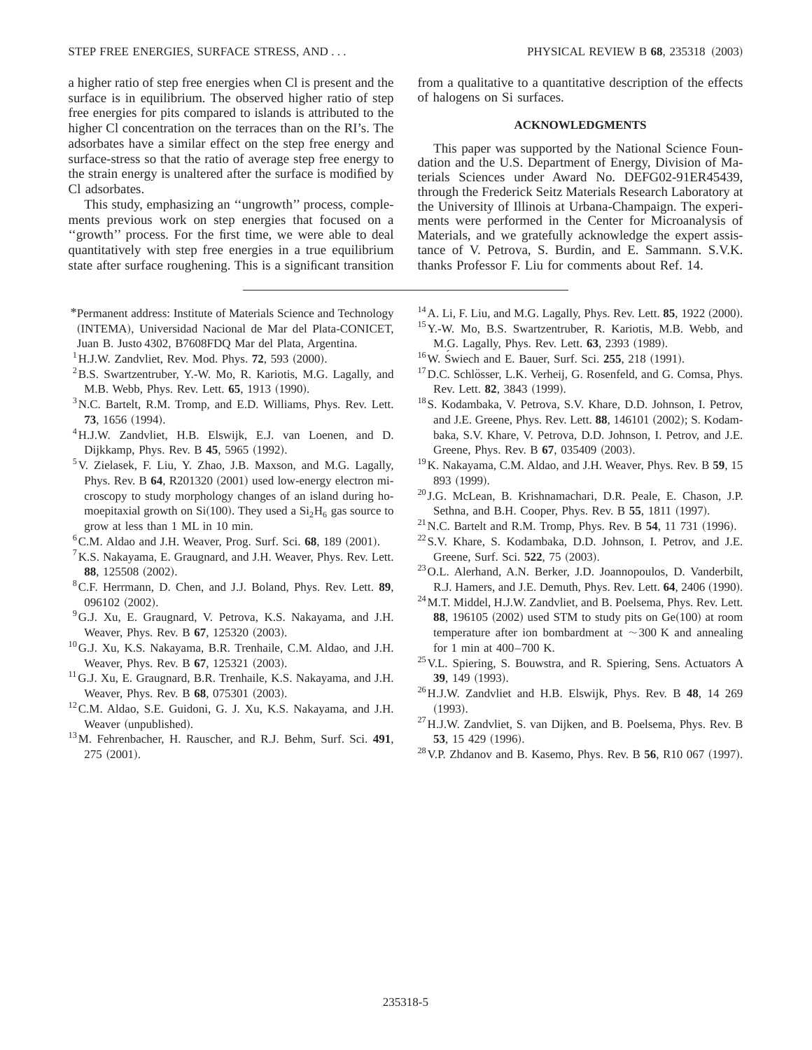a higher ratio of step free energies when Cl is present and the surface is in equilibrium. The observed higher ratio of step free energies for pits compared to islands is attributed to the higher Cl concentration on the terraces than on the RI's. The adsorbates have a similar effect on the step free energy and surface-stress so that the ratio of average step free energy to the strain energy is unaltered after the surface is modified by Cl adsorbates.

This study, emphasizing an ''ungrowth'' process, complements previous work on step energies that focused on a ''growth'' process. For the first time, we were able to deal quantitatively with step free energies in a true equilibrium state after surface roughening. This is a significant transition from a qualitative to a quantitative description of the effects of halogens on Si surfaces.

## ACKNOWLEDGMENTS

This paper was supported by the National Science Foundation and the U.S. Department of Energy, Division of Materials Sciences under Award No. DEFG02-91ER45439, through the Frederick Seitz Materials Research Laboratory at the University of Illinois at Urbana-Champaign. The experiments were performed in the Center for Microanalysis of Materials, and we gratefully acknowledge the expert assistance of V. Petrova, S. Burdin, and E. Sammann. S.V.K. thanks Professor F. Liu for comments about Ref. 14.

---

*Permanent address: Institute of Materials Science and Technology (INTEMA), Universidad Nacional de Mar del Plata-CONICET, Juan B. Justo 4302, B7608FDQ Mar del Plata, Argentina.

[1] H.J.W. Zandvliet, Rev. Mod. Phys. **72**, 593 (2000).

[2] B.S. Swartzentruber, Y.-W. Mo, R. Kariotis, M.G. Lagally, and M.B. Webb, Phys. Rev. Lett. **65**, 1913 (1990).

[3] N.C. Bartelt, R.M. Tromp, and E.D. Williams, Phys. Rev. Lett. **73**, 1656 (1994).

[4] H.J.W. Zandvliet, H.B. Elswijk, E.J. van Loenen, and D. Dijkkamp, Phys. Rev. B **45**, 5965 (1992).

[5] V. Zielasek, F. Liu, Y. Zhao, J.B. Maxson, and M.G. Lagally, Phys. Rev. B **64**, R201320 (2001) used low-energy electron microscopy to study morphology changes of an island during homoepitaxial growth on Si(100). They used a $Si_2H_6$ gas source to grow at less than 1 ML in 10 min.

[6] C.M. Aldao and J.H. Weaver, Prog. Surf. Sci. **68**, 189 (2001).

[7] K.S. Nakayama, E. Graugnard, and J.H. Weaver, Phys. Rev. Lett. **88**, 125508 (2002).

[8] C.F. Herrmann, D. Chen, and J.J. Boland, Phys. Rev. Lett. **89**, 096102 (2002).

[9] G.J. Xu, E. Graugnard, V. Petrova, K.S. Nakayama, and J.H. Weaver, Phys. Rev. B **67**, 125320 (2003).

[10] G.J. Xu, K.S. Nakayama, B.R. Trenhaile, C.M. Aldao, and J.H. Weaver, Phys. Rev. B **67**, 125321 (2003).

[11] G.J. Xu, E. Graugnard, B.R. Trenhaile, K.S. Nakayama, and J.H. Weaver, Phys. Rev. B **68**, 075301 (2003).

[12] C.M. Aldao, S.E. Guidoni, G. J. Xu, K.S. Nakayama, and J.H. Weaver (unpublished).

[13] M. Fehrenbacher, H. Rauscher, and R.J. Behm, Surf. Sci. **491**, 275 (2001).

[14] A. Li, F. Liu, and M.G. Lagally, Phys. Rev. Lett. **85**, 1922 (2000).

[15] Y.-W. Mo, B.S. Swartzentruber, R. Kariotis, M.B. Webb, and M.G. Lagally, Phys. Rev. Lett. **63**, 2393 (1989).

[16] W. Świech and E. Bauer, Surf. Sci. **255**, 218 (1991).

[17] D.C. Schlösser, L.K. Verheij, G. Rosenfeld, and G. Comsa, Phys. Rev. Lett. **82**, 3843 (1999).

[18] S. Kodambaka, V. Petrova, S.V. Khare, D.D. Johnson, I. Petrov, and J.E. Greene, Phys. Rev. Lett. **88**, 146101 (2002); S. Kodambaka, S.V. Khare, V. Petrova, D.D. Johnson, I. Petrov, and J.E. Greene, Phys. Rev. B **67**, 035409 (2003).

[19] K. Nakayama, C.M. Aldao, and J.H. Weaver, Phys. Rev. B **59**, 15 893 (1999).

[20] J.G. McLean, B. Krishnamachari, D.R. Peale, E. Chason, J.P. Sethna, and B.H. Cooper, Phys. Rev. B **55**, 1811 (1997).

[21] N.C. Bartelt and R.M. Tromp, Phys. Rev. B **54**, 11 731 (1996).

[22] S.V. Khare, S. Kodambaka, D.D. Johnson, I. Petrov, and J.E. Greene, Surf. Sci. **522**, 75 (2003).

[23] O.L. Alerhand, A.N. Berker, J.D. Joannopoulos, D. Vanderbilt, R.J. Hamers, and J.E. Demuth, Phys. Rev. Lett. **64**, 2406 (1990).

[24] M.T. Middel, H.J.W. Zandvliet, and B. Poelsema, Phys. Rev. Lett. **88**, 196105 (2002) used STM to study pits on Ge(100) at room temperature after ion bombardment at ~300 K and annealing for 1 min at 400–700 K.

[25] V.L. Spiering, S. Bouwstra, and R. Spiering, Sens. Actuators A **39**, 149 (1993).

[26] H.J.W. Zandvliet and H.B. Elswijk, Phys. Rev. B **48**, 14 269 (1993).

[27] H.J.W. Zandvliet, S. van Dijken, and B. Poelsema, Phys. Rev. B **53**, 15 429 (1996).

[28] V.P. Zhdanov and B. Kasemo, Phys. Rev. B **56**, R10 067 (1997).